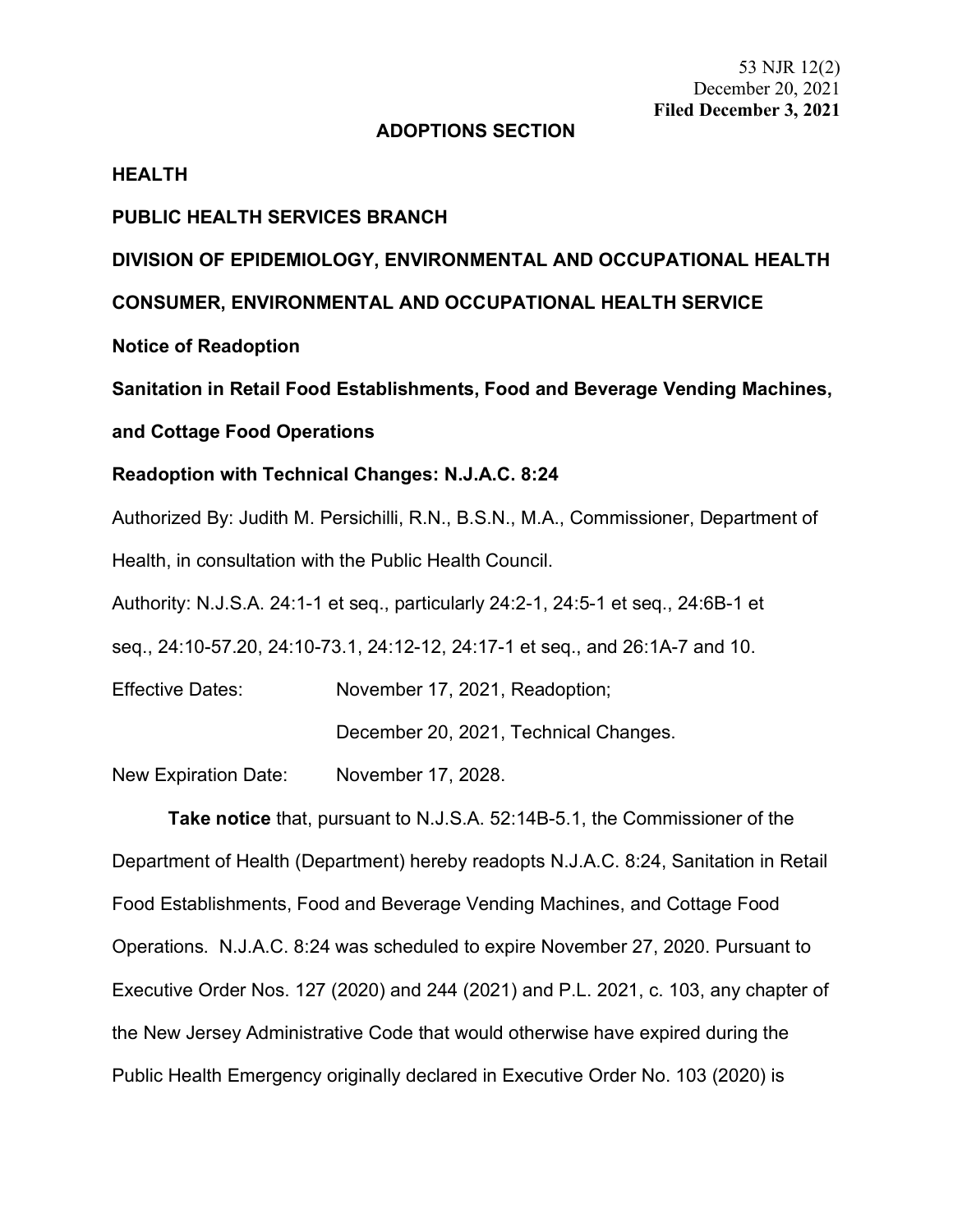53 NJR 12(2)
December 20, 2021
**Filed December 3, 2021**

## ADOPTIONS SECTION

**HEALTH**

**PUBLIC HEALTH SERVICES BRANCH**

**DIVISION OF EPIDEMIOLOGY, ENVIRONMENTAL AND OCCUPATIONAL HEALTH**

**CONSUMER, ENVIRONMENTAL AND OCCUPATIONAL HEALTH SERVICE**

**Notice of Readoption**

**Sanitation in Retail Food Establishments, Food and Beverage Vending Machines, and Cottage Food Operations**

**Readoption with Technical Changes: N.J.A.C. 8:24**

Authorized By: Judith M. Persichilli, R.N., B.S.N., M.A., Commissioner, Department of Health, in consultation with the Public Health Council.

Authority: N.J.S.A. 24:1-1 et seq., particularly 24:2-1, 24:5-1 et seq., 24:6B-1 et seq., 24:10-57.20, 24:10-73.1, 24:12-12, 24:17-1 et seq., and 26:1A-7 and 10.

Effective Dates: November 17, 2021, Readoption;

December 20, 2021, Technical Changes.

New Expiration Date: November 17, 2028.

**Take notice** that, pursuant to N.J.S.A. 52:14B-5.1, the Commissioner of the Department of Health (Department) hereby readopts N.J.A.C. 8:24, Sanitation in Retail Food Establishments, Food and Beverage Vending Machines, and Cottage Food Operations. N.J.A.C. 8:24 was scheduled to expire November 27, 2020. Pursuant to Executive Order Nos. 127 (2020) and 244 (2021) and P.L. 2021, c. 103, any chapter of the New Jersey Administrative Code that would otherwise have expired during the Public Health Emergency originally declared in Executive Order No. 103 (2020) is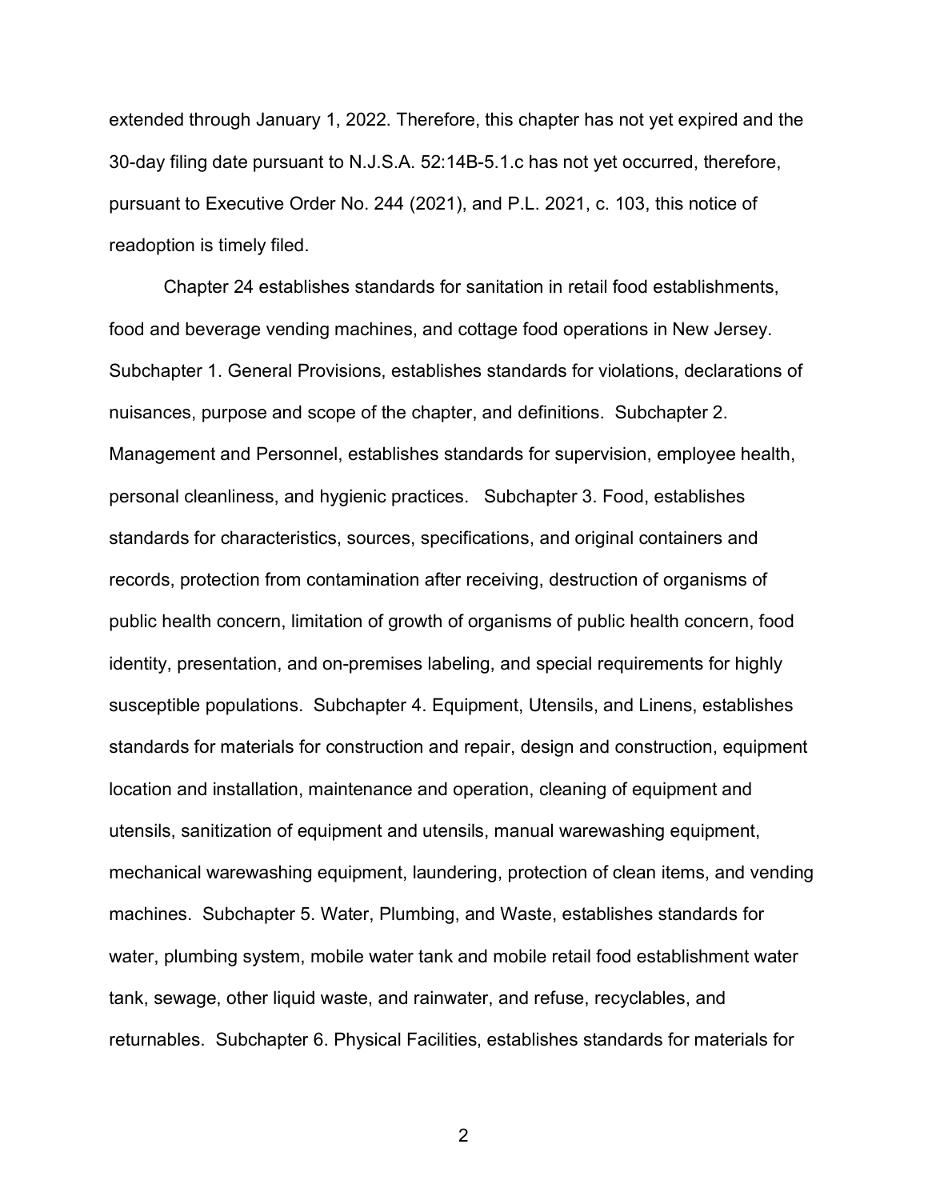extended through January 1, 2022. Therefore, this chapter has not yet expired and the 30-day filing date pursuant to N.J.S.A. 52:14B-5.1.c has not yet occurred, therefore, pursuant to Executive Order No. 244 (2021), and P.L. 2021, c. 103, this notice of readoption is timely filed.

Chapter 24 establishes standards for sanitation in retail food establishments, food and beverage vending machines, and cottage food operations in New Jersey. Subchapter 1. General Provisions, establishes standards for violations, declarations of nuisances, purpose and scope of the chapter, and definitions. Subchapter 2. Management and Personnel, establishes standards for supervision, employee health, personal cleanliness, and hygienic practices. Subchapter 3. Food, establishes standards for characteristics, sources, specifications, and original containers and records, protection from contamination after receiving, destruction of organisms of public health concern, limitation of growth of organisms of public health concern, food identity, presentation, and on-premises labeling, and special requirements for highly susceptible populations. Subchapter 4. Equipment, Utensils, and Linens, establishes standards for materials for construction and repair, design and construction, equipment location and installation, maintenance and operation, cleaning of equipment and utensils, sanitization of equipment and utensils, manual warewashing equipment, mechanical warewashing equipment, laundering, protection of clean items, and vending machines. Subchapter 5. Water, Plumbing, and Waste, establishes standards for water, plumbing system, mobile water tank and mobile retail food establishment water tank, sewage, other liquid waste, and rainwater, and refuse, recyclables, and returnables. Subchapter 6. Physical Facilities, establishes standards for materials for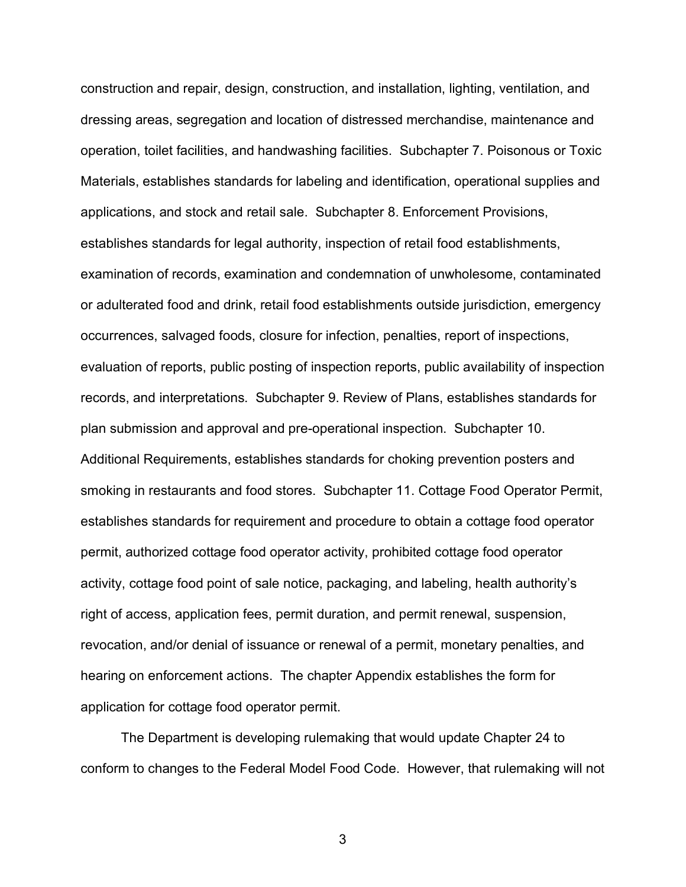construction and repair, design, construction, and installation, lighting, ventilation, and dressing areas, segregation and location of distressed merchandise, maintenance and operation, toilet facilities, and handwashing facilities.  Subchapter 7. Poisonous or Toxic Materials, establishes standards for labeling and identification, operational supplies and applications, and stock and retail sale.  Subchapter 8. Enforcement Provisions, establishes standards for legal authority, inspection of retail food establishments, examination of records, examination and condemnation of unwholesome, contaminated or adulterated food and drink, retail food establishments outside jurisdiction, emergency occurrences, salvaged foods, closure for infection, penalties, report of inspections, evaluation of reports, public posting of inspection reports, public availability of inspection records, and interpretations.  Subchapter 9. Review of Plans, establishes standards for plan submission and approval and pre-operational inspection.  Subchapter 10. Additional Requirements, establishes standards for choking prevention posters and smoking in restaurants and food stores.  Subchapter 11. Cottage Food Operator Permit, establishes standards for requirement and procedure to obtain a cottage food operator permit, authorized cottage food operator activity, prohibited cottage food operator activity, cottage food point of sale notice, packaging, and labeling, health authority's right of access, application fees, permit duration, and permit renewal, suspension, revocation, and/or denial of issuance or renewal of a permit, monetary penalties, and hearing on enforcement actions.  The chapter Appendix establishes the form for application for cottage food operator permit.

The Department is developing rulemaking that would update Chapter 24 to conform to changes to the Federal Model Food Code.  However, that rulemaking will not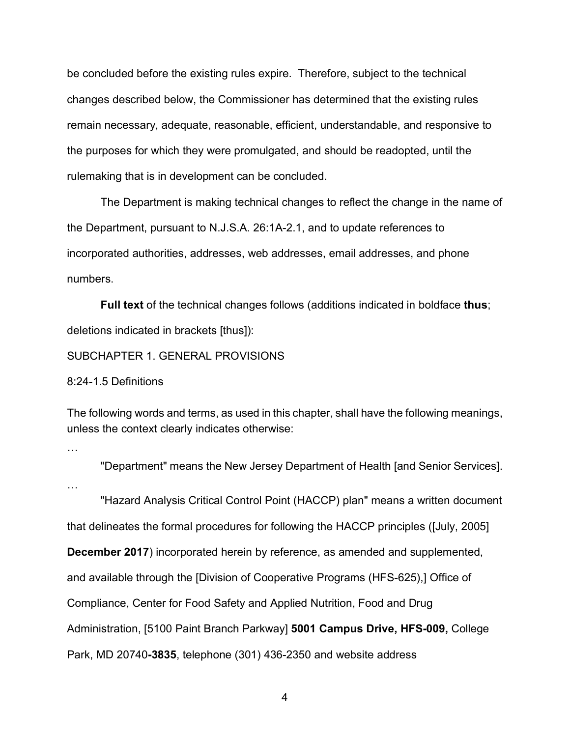be concluded before the existing rules expire. Therefore, subject to the technical changes described below, the Commissioner has determined that the existing rules remain necessary, adequate, reasonable, efficient, understandable, and responsive to the purposes for which they were promulgated, and should be readopted, until the rulemaking that is in development can be concluded.

The Department is making technical changes to reflect the change in the name of the Department, pursuant to N.J.S.A. 26:1A-2.1, and to update references to incorporated authorities, addresses, web addresses, email addresses, and phone numbers.

**Full text** of the technical changes follows (additions indicated in boldface **thus**; deletions indicated in brackets [thus]):

SUBCHAPTER 1. GENERAL PROVISIONS

8:24-1.5 Definitions

The following words and terms, as used in this chapter, shall have the following meanings, unless the context clearly indicates otherwise:

…

"Department" means the New Jersey Department of Health [and Senior Services].

…

"Hazard Analysis Critical Control Point (HACCP) plan" means a written document that delineates the formal procedures for following the HACCP principles ([July, 2005] **December 2017**) incorporated herein by reference, as amended and supplemented, and available through the [Division of Cooperative Programs (HFS-625),] Office of Compliance, Center for Food Safety and Applied Nutrition, Food and Drug Administration, [5100 Paint Branch Parkway] **5001 Campus Drive, HFS-009,** College Park, MD 20740**-3835**, telephone (301) 436-2350 and website address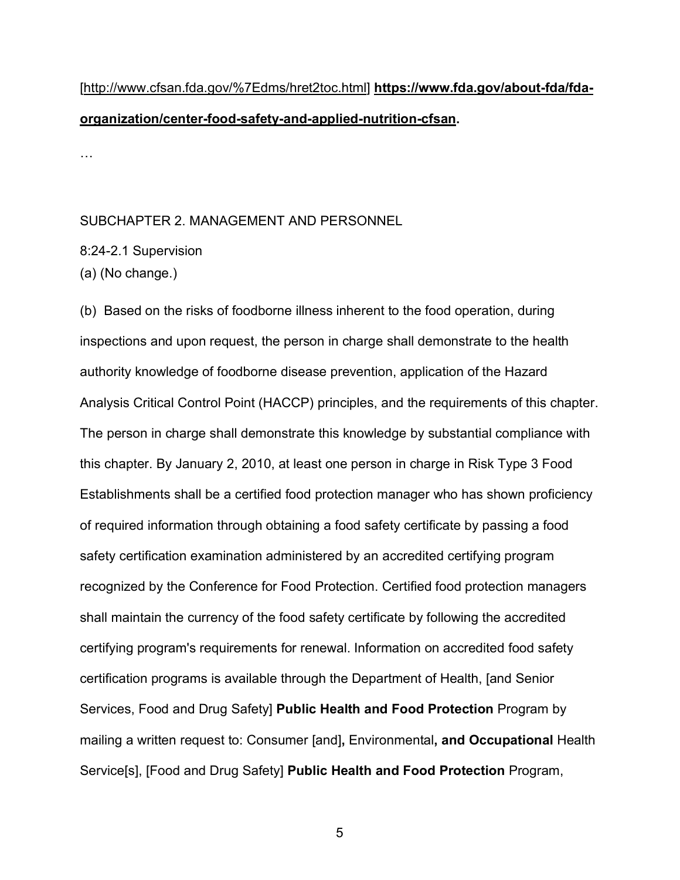[http://www.cfsan.fda.gov/%7Edms/hret2toc.html] **https://www.fda.gov/about-fda/fda-organization/center-food-safety-and-applied-nutrition-cfsan.**

…

SUBCHAPTER 2. MANAGEMENT AND PERSONNEL

8:24-2.1 Supervision

(a) (No change.)

(b) Based on the risks of foodborne illness inherent to the food operation, during inspections and upon request, the person in charge shall demonstrate to the health authority knowledge of foodborne disease prevention, application of the Hazard Analysis Critical Control Point (HACCP) principles, and the requirements of this chapter. The person in charge shall demonstrate this knowledge by substantial compliance with this chapter. By January 2, 2010, at least one person in charge in Risk Type 3 Food Establishments shall be a certified food protection manager who has shown proficiency of required information through obtaining a food safety certificate by passing a food safety certification examination administered by an accredited certifying program recognized by the Conference for Food Protection. Certified food protection managers shall maintain the currency of the food safety certificate by following the accredited certifying program's requirements for renewal. Information on accredited food safety certification programs is available through the Department of Health, [and Senior Services, Food and Drug Safety] **Public Health and Food Protection** Program by mailing a written request to: Consumer [and]**,** Environmental**, and Occupational** Health Service[s], [Food and Drug Safety] **Public Health and Food Protection** Program,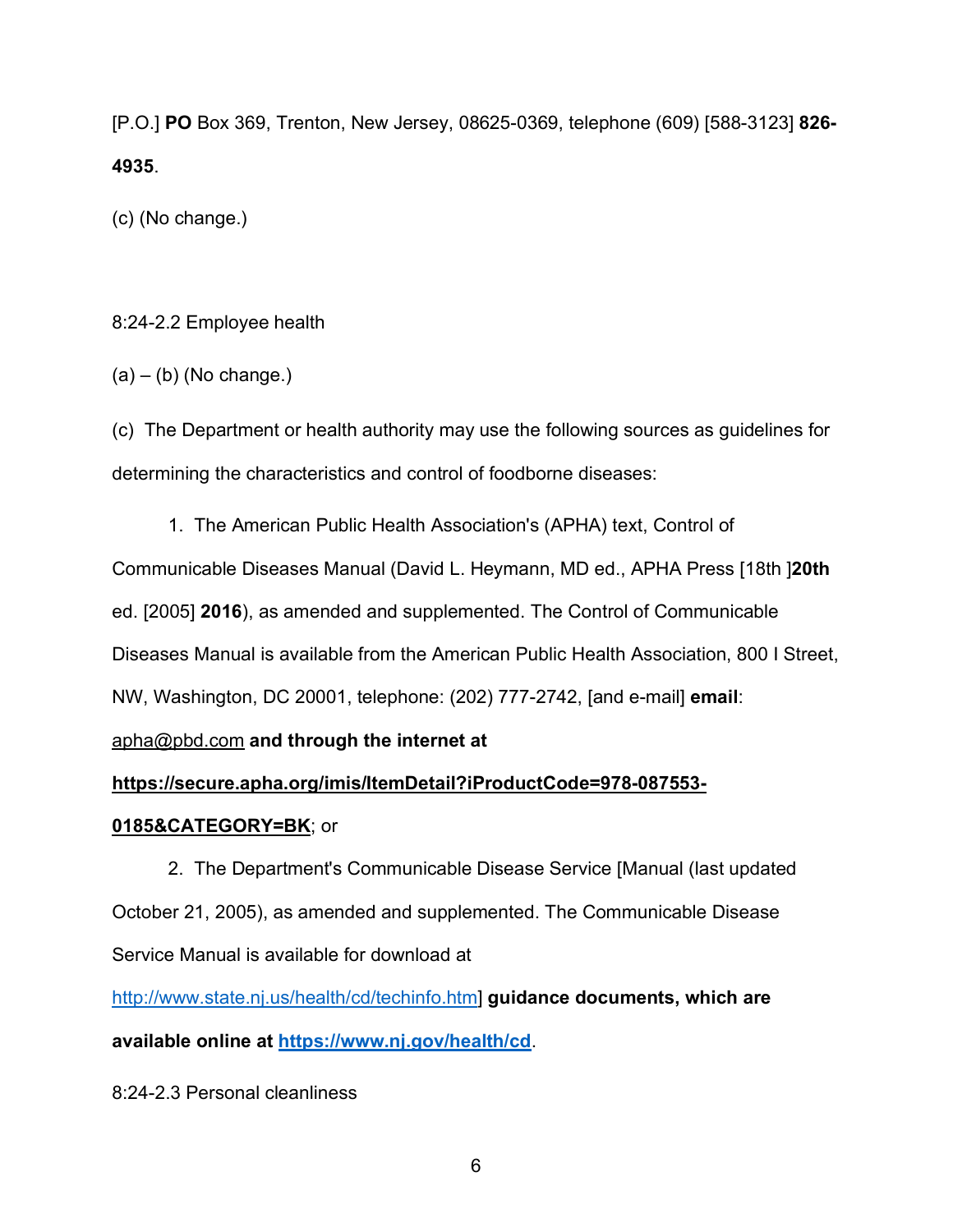[P.O.] **PO** Box 369, Trenton, New Jersey, 08625-0369, telephone (609) [588-3123] **826-4935**.

(c) (No change.)

8:24-2.2 Employee health

(a) – (b) (No change.)

(c) The Department or health authority may use the following sources as guidelines for determining the characteristics and control of foodborne diseases:

1. The American Public Health Association's (APHA) text, Control of Communicable Diseases Manual (David L. Heymann, MD ed., APHA Press [18th ]**20th** ed. [2005] **2016**), as amended and supplemented. The Control of Communicable Diseases Manual is available from the American Public Health Association, 800 I Street, NW, Washington, DC 20001, telephone: (202) 777-2742, [and e-mail] **email**: apha@pbd.com **and through the internet at https://secure.apha.org/imis/ItemDetail?iProductCode=978-087553-0185&CATEGORY=BK**; or

2. The Department's Communicable Disease Service [Manual (last updated October 21, 2005), as amended and supplemented. The Communicable Disease Service Manual is available for download at http://www.state.nj.us/health/cd/techinfo.htm] **guidance documents, which are available online at https://www.nj.gov/health/cd**.

8:24-2.3 Personal cleanliness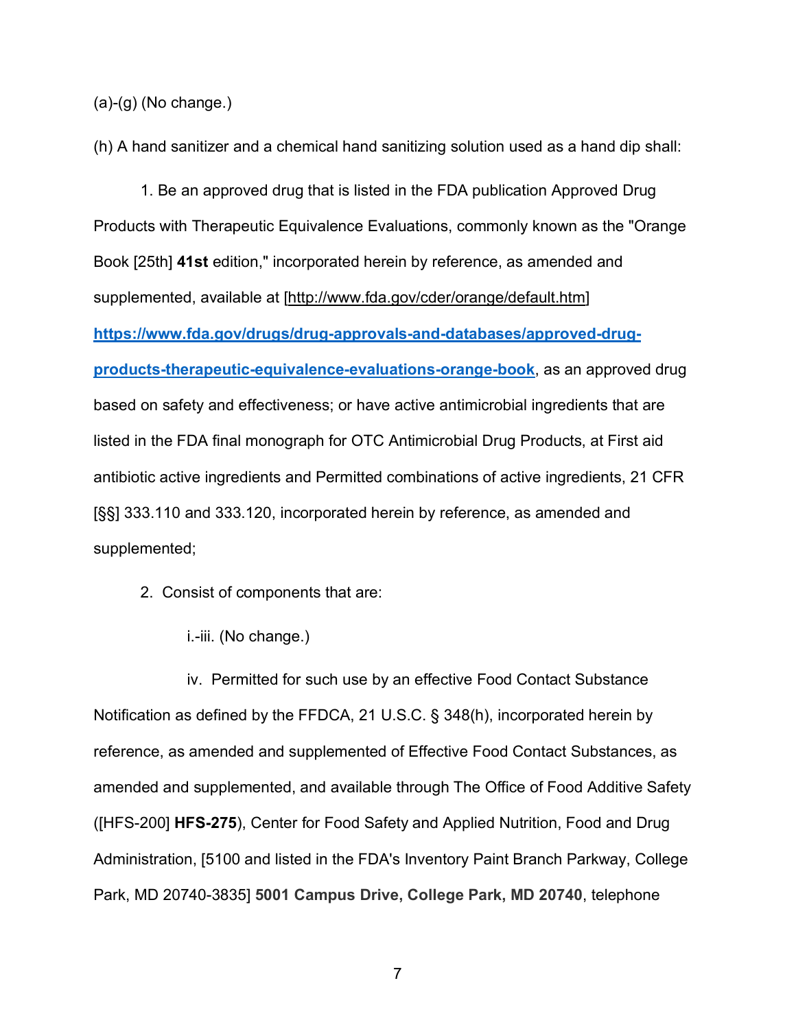(a)-(g) (No change.)

(h) A hand sanitizer and a chemical hand sanitizing solution used as a hand dip shall:

1. Be an approved drug that is listed in the FDA publication Approved Drug Products with Therapeutic Equivalence Evaluations, commonly known as the "Orange Book [25th] **41st** edition," incorporated herein by reference, as amended and supplemented, available at [http://www.fda.gov/cder/orange/default.htm] **https://www.fda.gov/drugs/drug-approvals-and-databases/approved-drug-products-therapeutic-equivalence-evaluations-orange-book**, as an approved drug based on safety and effectiveness; or have active antimicrobial ingredients that are listed in the FDA final monograph for OTC Antimicrobial Drug Products, at First aid antibiotic active ingredients and Permitted combinations of active ingredients, 21 CFR [§§] 333.110 and 333.120, incorporated herein by reference, as amended and supplemented;

2. Consist of components that are:

i.-iii. (No change.)

iv. Permitted for such use by an effective Food Contact Substance Notification as defined by the FFDCA, 21 U.S.C. § 348(h), incorporated herein by reference, as amended and supplemented of Effective Food Contact Substances, as amended and supplemented, and available through The Office of Food Additive Safety ([HFS-200] **HFS-275**), Center for Food Safety and Applied Nutrition, Food and Drug Administration, [5100 and listed in the FDA's Inventory Paint Branch Parkway, College Park, MD 20740-3835] **5001 Campus Drive, College Park, MD 20740**, telephone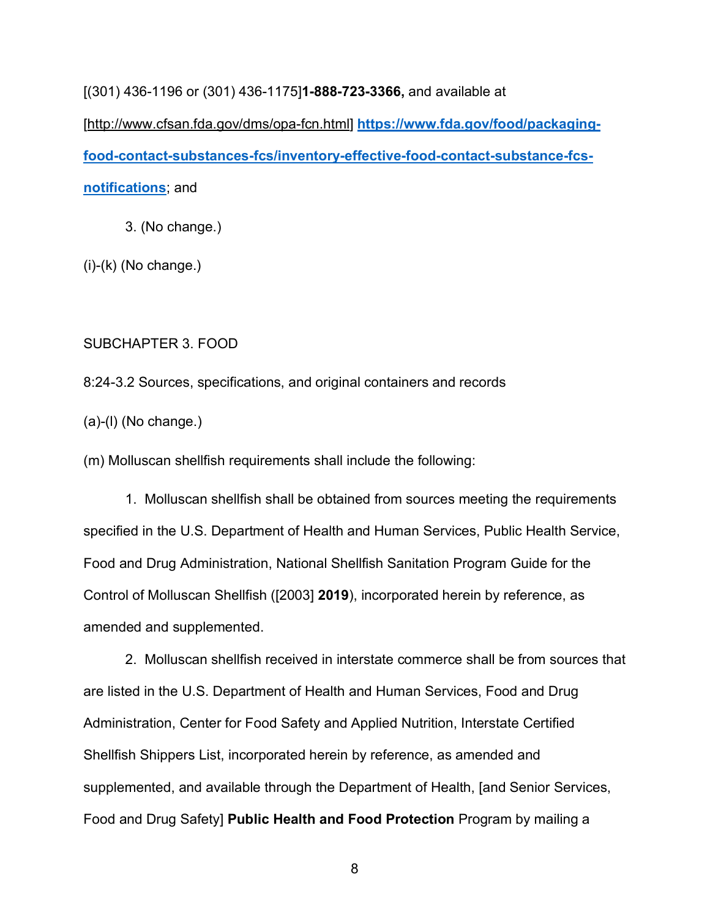[(301) 436-1196 or (301) 436-1175]**1-888-723-3366,** and available at [http://www.cfsan.fda.gov/dms/opa-fcn.html] **https://www.fda.gov/food/packaging-food-contact-substances-fcs/inventory-effective-food-contact-substance-fcs-notifications**; and

3. (No change.)

(i)-(k) (No change.)

SUBCHAPTER 3. FOOD

8:24-3.2 Sources, specifications, and original containers and records

(a)-(l) (No change.)

(m) Molluscan shellfish requirements shall include the following:

1. Molluscan shellfish shall be obtained from sources meeting the requirements specified in the U.S. Department of Health and Human Services, Public Health Service, Food and Drug Administration, National Shellfish Sanitation Program Guide for the Control of Molluscan Shellfish ([2003] **2019**), incorporated herein by reference, as amended and supplemented.

2. Molluscan shellfish received in interstate commerce shall be from sources that are listed in the U.S. Department of Health and Human Services, Food and Drug Administration, Center for Food Safety and Applied Nutrition, Interstate Certified Shellfish Shippers List, incorporated herein by reference, as amended and supplemented, and available through the Department of Health, [and Senior Services, Food and Drug Safety] **Public Health and Food Protection** Program by mailing a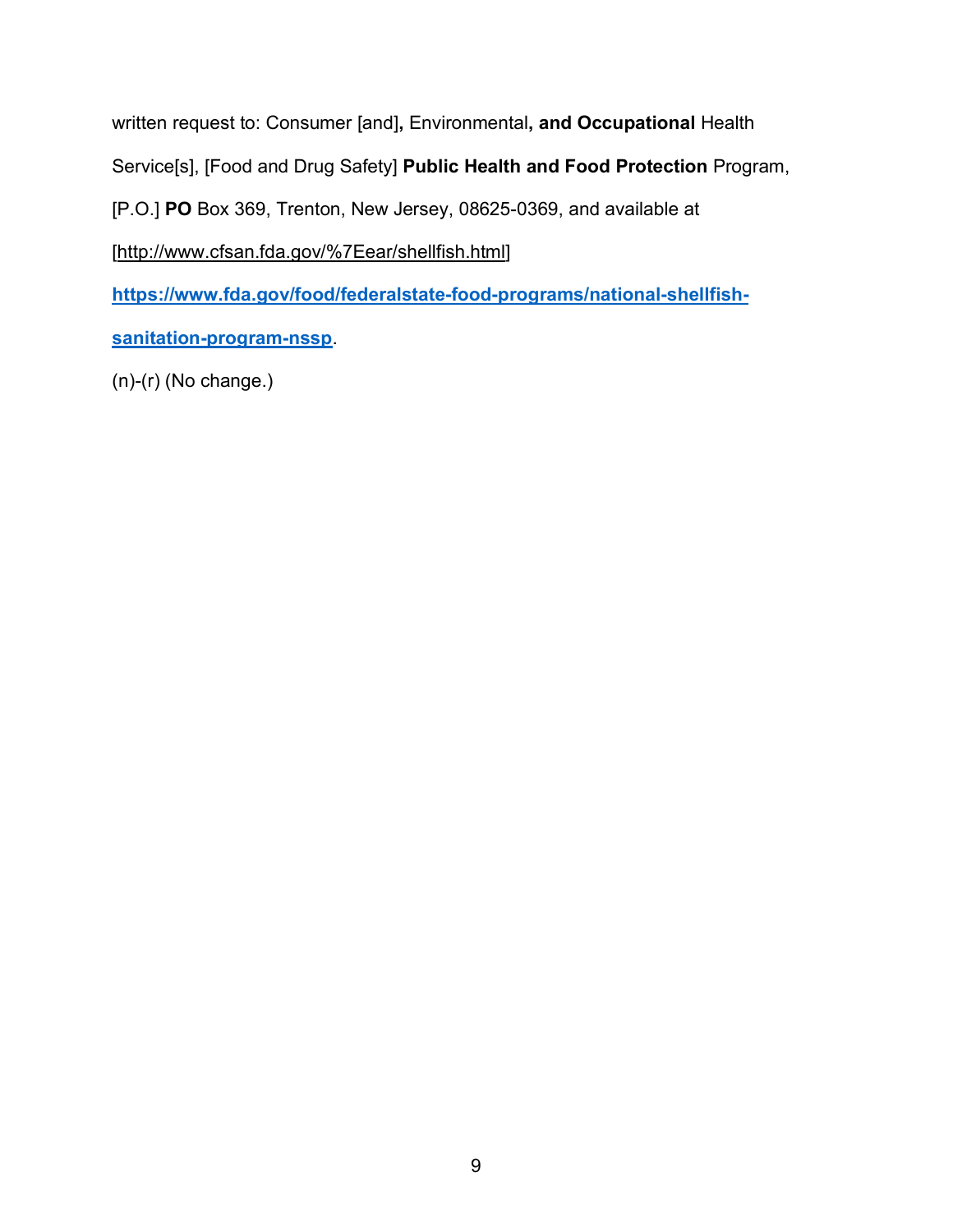written request to: Consumer [and]**,** Environmental**, and Occupational** Health Service[s], [Food and Drug Safety] **Public Health and Food Protection** Program, [P.O.] **PO** Box 369, Trenton, New Jersey, 08625-0369, and available at [http://www.cfsan.fda.gov/%7Eear/shellfish.html] **https://www.fda.gov/food/federalstate-food-programs/national-shellfish-sanitation-program-nssp**.

(n)-(r) (No change.)